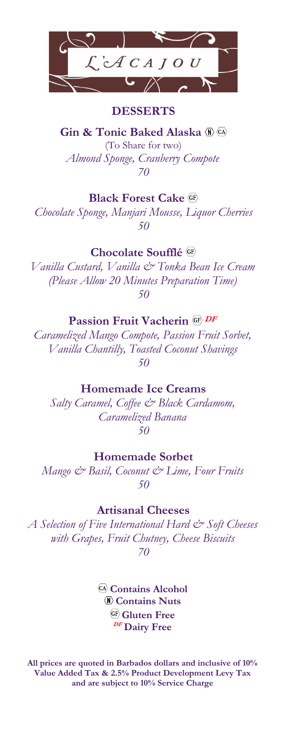# L'ACAJOU

## DESSERTS

**Gin & Tonic Baked Alaska** Ⓝ Ⓒⓐ
(To Share for two)
*Almond Sponge, Cranberry Compote*
*70*

**Black Forest Cake** GF
*Chocolate Sponge, Manjari Mousse, Liquor Cherries*
*50*

**Chocolate Soufflé** GF
*Vanilla Custard, Vanilla & Tonka Bean Ice Cream*
*(Please Allow 20 Minutes Preparation Time)*
*50*

**Passion Fruit Vacherin** GF *DF*
*Caramelized Mango Compote, Passion Fruit Sorbet, Vanilla Chantilly, Toasted Coconut Shavings*
*50*

**Homemade Ice Creams**
*Salty Caramel, Coffee & Black Cardamom, Caramelized Banana*
*50*

**Homemade Sorbet**
*Mango & Basil, Coconut & Lime, Four Fruits*
*50*

**Artisanal Cheeses**
*A Selection of Five International Hard & Soft Cheeses with Grapes, Fruit Chutney, Cheese Biscuits*
*70*

CA **Contains Alcohol**
N **Contains Nuts**
GF **Gluten Free**
*DF* **Dairy Free**

**All prices are quoted in Barbados dollars and inclusive of 10% Value Added Tax & 2.5% Product Development Levy Tax and are subject to 10% Service Charge**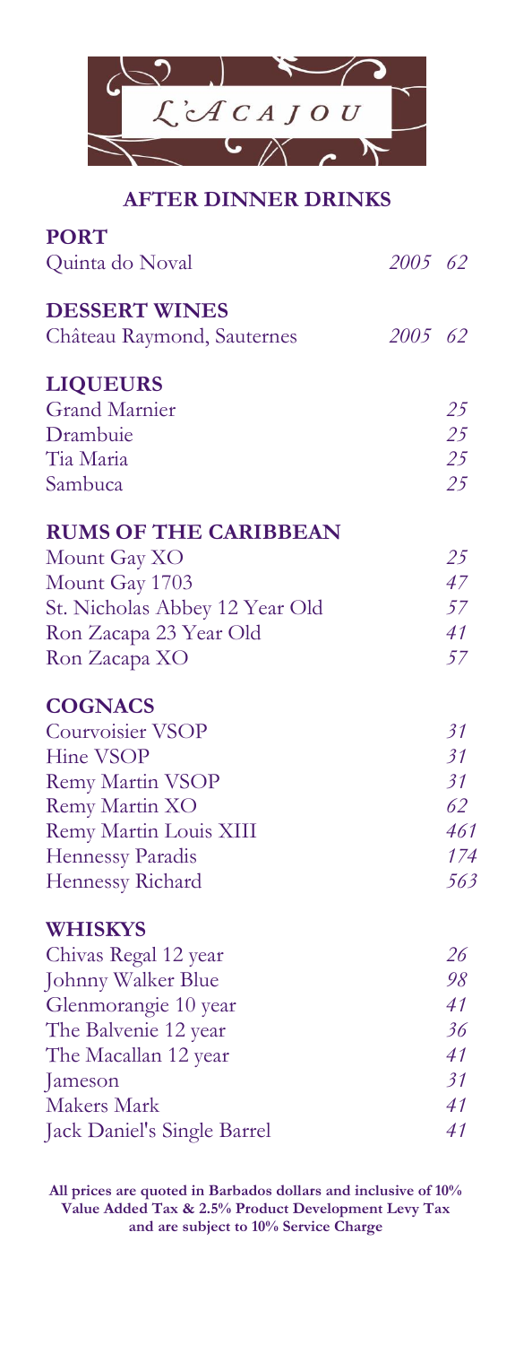# L'ACAJOU

## AFTER DINNER DRINKS

### PORT

| | | |
|---|---|---|
| Quinta do Noval | *2005* | *62* |

### DESSERT WINES

| | | |
|---|---|---|
| Château Raymond, Sauternes | *2005* | *62* |

### LIQUEURS

| | |
|---|---|
| Grand Marnier | *25* |
| Drambuie | *25* |
| Tia Maria | *25* |
| Sambuca | *25* |

### RUMS OF THE CARIBBEAN

| | |
|---|---|
| Mount Gay XO | *25* |
| Mount Gay 1703 | *47* |
| St. Nicholas Abbey 12 Year Old | *57* |
| Ron Zacapa 23 Year Old | *41* |
| Ron Zacapa XO | *57* |

### COGNACS

| | |
|---|---|
| Courvoisier VSOP | *31* |
| Hine VSOP | *31* |
| Remy Martin VSOP | *31* |
| Remy Martin XO | *62* |
| Remy Martin Louis XIII | *461* |
| Hennessy Paradis | *174* |
| Hennessy Richard | *563* |

### WHISKYS

| | |
|---|---|
| Chivas Regal 12 year | *26* |
| Johnny Walker Blue | *98* |
| Glenmorangie 10 year | *41* |
| The Balvenie 12 year | *36* |
| The Macallan 12 year | *41* |
| Jameson | *31* |
| Makers Mark | *41* |
| Jack Daniel's Single Barrel | *41* |

**All prices are quoted in Barbados dollars and inclusive of 10% Value Added Tax & 2.5% Product Development Levy Tax and are subject to 10% Service Charge**